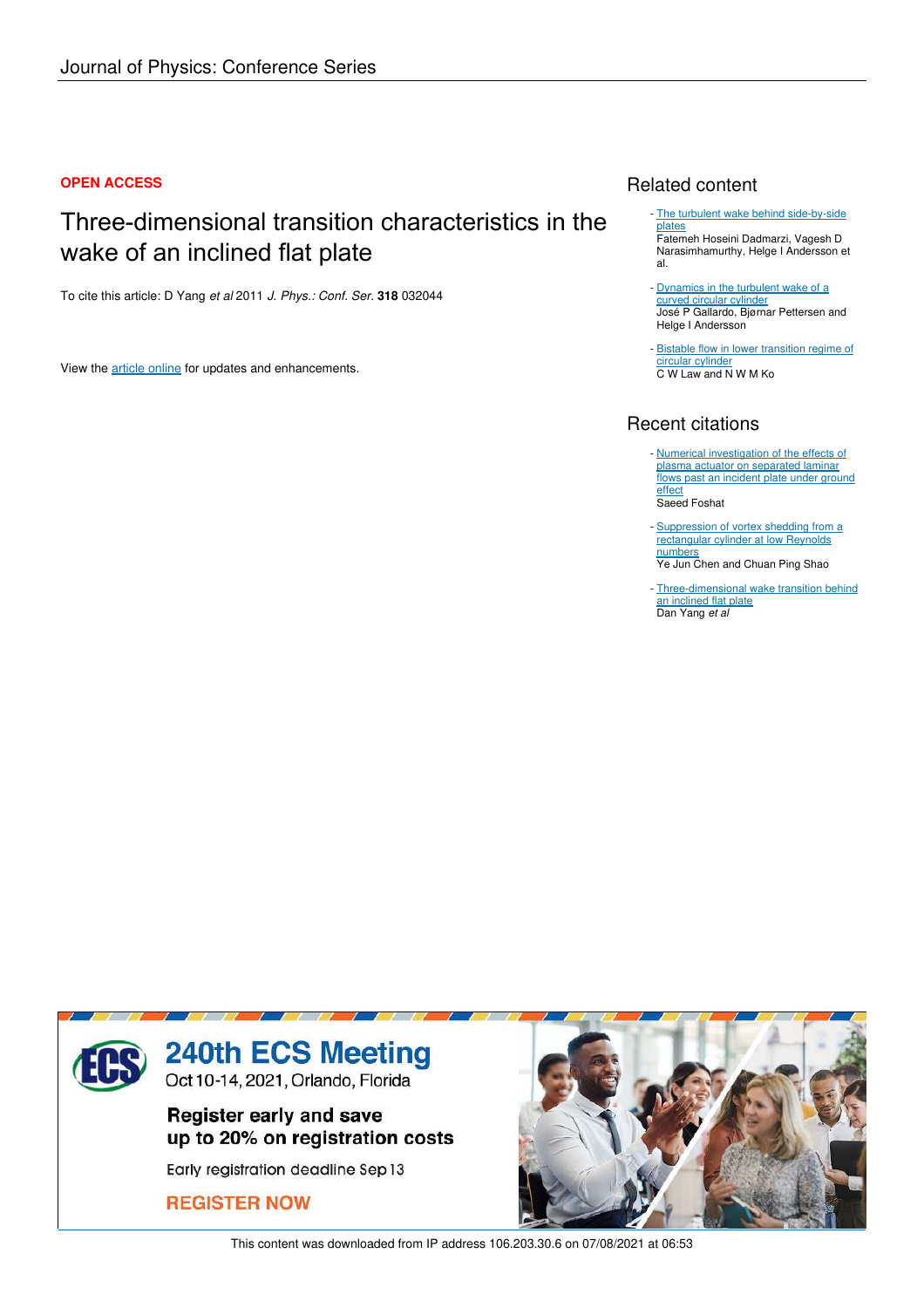Journal of Physics: Conference Series

**OPEN ACCESS**

# Three-dimensional transition characteristics in the wake of an inclined flat plate

To cite this article: D Yang *et al* 2011 *J. Phys.: Conf. Ser.* **318** 032044

View the article online for updates and enhancements.

## Related content

- The turbulent wake behind side-by-side plates
  Fatemeh Hoseini Dadmarzi, Vagesh D Narasimhamurthy, Helge I Andersson et al.
- Dynamics in the turbulent wake of a curved circular cylinder
  José P Gallardo, Bjørnar Pettersen and Helge I Andersson
- Bistable flow in lower transition regime of circular cylinder
  C W Law and N W M Ko

## Recent citations

- Numerical investigation of the effects of plasma actuator on separated laminar flows past an incident plate under ground effect
  Saeed Foshat
- Suppression of vortex shedding from a rectangular cylinder at low Reynolds numbers
  Ye Jun Chen and Chuan Ping Shao
- Three-dimensional wake transition behind an inclined flat plate
  Dan Yang *et al*

240th ECS Meeting
Oct 10-14, 2021, Orlando, Florida

Register early and save up to 20% on registration costs

Early registration deadline Sep 13

REGISTER NOW

This content was downloaded from IP address 106.203.30.6 on 07/08/2021 at 06:53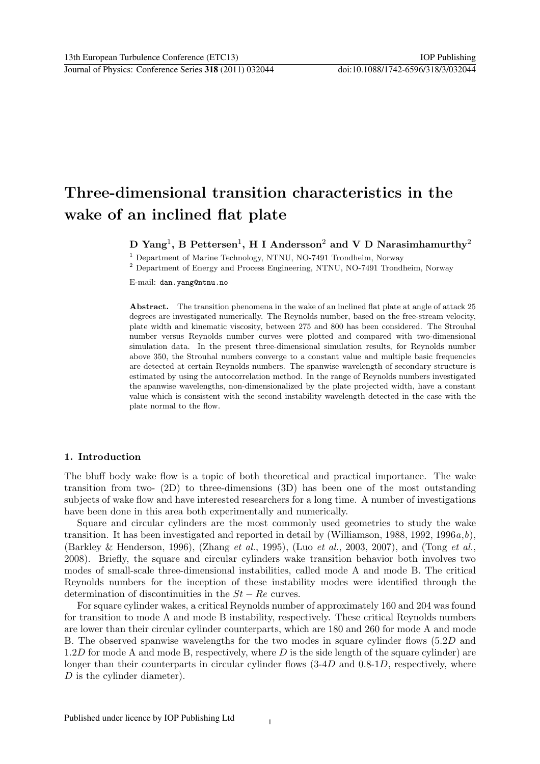# Three-dimensional transition characteristics in the wake of an inclined flat plate

**D Yang[1], B Pettersen[1], H I Andersson[2] and V D Narasimhamurthy[2]**

[1] Department of Marine Technology, NTNU, NO-7491 Trondheim, Norway

[2] Department of Energy and Process Engineering, NTNU, NO-7491 Trondheim, Norway

E-mail: dan.yang@ntnu.no

**Abstract.** The transition phenomena in the wake of an inclined flat plate at angle of attack 25 degrees are investigated numerically. The Reynolds number, based on the free-stream velocity, plate width and kinematic viscosity, between 275 and 800 has been considered. The Strouhal number versus Reynolds number curves were plotted and compared with two-dimensional simulation data. In the present three-dimensional simulation results, for Reynolds number above 350, the Strouhal numbers converge to a constant value and multiple basic frequencies are detected at certain Reynolds numbers. The spanwise wavelength of secondary structure is estimated by using the autocorrelation method. In the range of Reynolds numbers investigated the spanwise wavelengths, non-dimensionalized by the plate projected width, have a constant value which is consistent with the second instability wavelength detected in the case with the plate normal to the flow.

## 1. Introduction

The bluff body wake flow is a topic of both theoretical and practical importance. The wake transition from two- (2D) to three-dimensions (3D) has been one of the most outstanding subjects of wake flow and have interested researchers for a long time. A number of investigations have been done in this area both experimentally and numerically.

Square and circular cylinders are the most commonly used geometries to study the wake transition. It has been investigated and reported in detail by (Williamson, 1988, 1992, 1996*a*,*b*), (Barkley & Henderson, 1996), (Zhang *et al.*, 1995), (Luo *et al.*, 2003, 2007), and (Tong *et al.*, 2008). Briefly, the square and circular cylinders wake transition behavior both involves two modes of small-scale three-dimensional instabilities, called mode A and mode B. The critical Reynolds numbers for the inception of these instability modes were identified through the determination of discontinuities in the $St - Re$ curves.

For square cylinder wakes, a critical Reynolds number of approximately 160 and 204 was found for transition to mode A and mode B instability, respectively. These critical Reynolds numbers are lower than their circular cylinder counterparts, which are 180 and 260 for mode A and mode B. The observed spanwise wavelengths for the two modes in square cylinder flows ($5.2D$ and $1.2D$ for mode A and mode B, respectively, where $D$ is the side length of the square cylinder) are longer than their counterparts in circular cylinder flows (3-4$D$ and 0.8-1$D$, respectively, where $D$ is the cylinder diameter).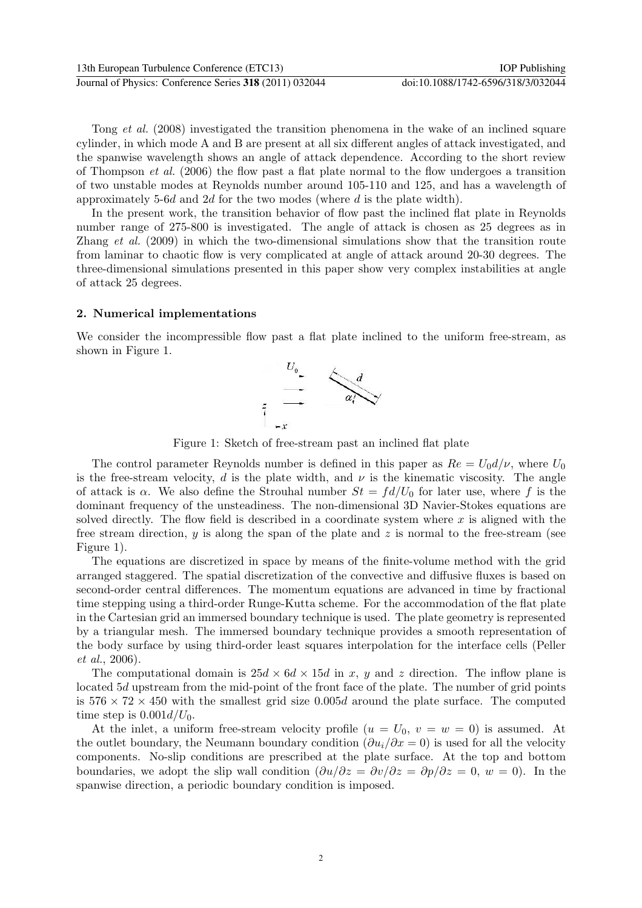Tong *et al.* (2008) investigated the transition phenomena in the wake of an inclined square cylinder, in which mode A and B are present at all six different angles of attack investigated, and the spanwise wavelength shows an angle of attack dependence. According to the short review of Thompson *et al.* (2006) the flow past a flat plate normal to the flow undergoes a transition of two unstable modes at Reynolds number around 105-110 and 125, and has a wavelength of approximately 5-6$d$ and 2$d$ for the two modes (where $d$ is the plate width).

In the present work, the transition behavior of flow past the inclined flat plate in Reynolds number range of 275-800 is investigated. The angle of attack is chosen as 25 degrees as in Zhang *et al.* (2009) in which the two-dimensional simulations show that the transition route from laminar to chaotic flow is very complicated at angle of attack around 20-30 degrees. The three-dimensional simulations presented in this paper show very complex instabilities at angle of attack 25 degrees.

## 2. Numerical implementations

We consider the incompressible flow past a flat plate inclined to the uniform free-stream, as shown in Figure 1.

Figure 1: Sketch of free-stream past an inclined flat plate

The control parameter Reynolds number is defined in this paper as $Re = U_0 d/\nu$, where $U_0$ is the free-stream velocity, $d$ is the plate width, and $\nu$ is the kinematic viscosity. The angle of attack is $\alpha$. We also define the Strouhal number $St = fd/U_0$ for later use, where $f$ is the dominant frequency of the unsteadiness. The non-dimensional 3D Navier-Stokes equations are solved directly. The flow field is described in a coordinate system where $x$ is aligned with the free stream direction, $y$ is along the span of the plate and $z$ is normal to the free-stream (see Figure 1).

The equations are discretized in space by means of the finite-volume method with the grid arranged staggered. The spatial discretization of the convective and diffusive fluxes is based on second-order central differences. The momentum equations are advanced in time by fractional time stepping using a third-order Runge-Kutta scheme. For the accommodation of the flat plate in the Cartesian grid an immersed boundary technique is used. The plate geometry is represented by a triangular mesh. The immersed boundary technique provides a smooth representation of the body surface by using third-order least squares interpolation for the interface cells (Peller *et al.*, 2006).

The computational domain is $25d \times 6d \times 15d$ in $x$, $y$ and $z$ direction. The inflow plane is located $5d$ upstream from the mid-point of the front face of the plate. The number of grid points is $576 \times 72 \times 450$ with the smallest grid size $0.005d$ around the plate surface. The computed time step is $0.001d/U_0$.

At the inlet, a uniform free-stream velocity profile ($u = U_0$, $v = w = 0$) is assumed. At the outlet boundary, the Neumann boundary condition ($\partial u_i/\partial x = 0$) is used for all the velocity components. No-slip conditions are prescribed at the plate surface. At the top and bottom boundaries, we adopt the slip wall condition ($\partial u/\partial z = \partial v/\partial z = \partial p/\partial z = 0$, $w = 0$). In the spanwise direction, a periodic boundary condition is imposed.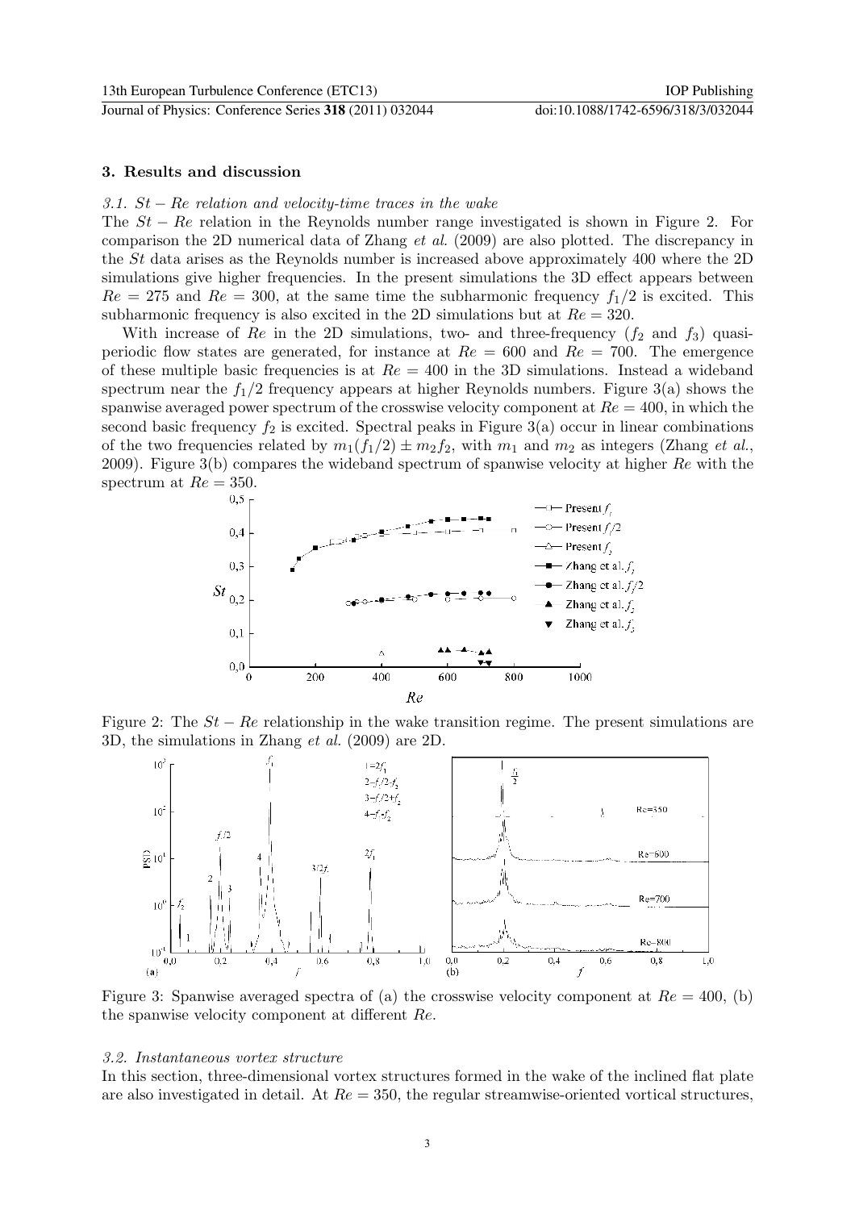## 3. Results and discussion

### 3.1. $St - Re$ relation and velocity-time traces in the wake

The $St - Re$ relation in the Reynolds number range investigated is shown in Figure 2. For comparison the 2D numerical data of Zhang *et al.* (2009) are also plotted. The discrepancy in the $St$ data arises as the Reynolds number is increased above approximately 400 where the 2D simulations give higher frequencies. In the present simulations the 3D effect appears between $Re = 275$ and $Re = 300$, at the same time the subharmonic frequency $f_1/2$ is excited. This subharmonic frequency is also excited in the 2D simulations but at $Re = 320$.

With increase of $Re$ in the 2D simulations, two- and three-frequency ($f_2$ and $f_3$) quasi-periodic flow states are generated, for instance at $Re = 600$ and $Re = 700$. The emergence of these multiple basic frequencies is at $Re = 400$ in the 3D simulations. Instead a wideband spectrum near the $f_1/2$ frequency appears at higher Reynolds numbers. Figure 3(a) shows the spanwise averaged power spectrum of the crosswise velocity component at $Re = 400$, in which the second basic frequency $f_2$ is excited. Spectral peaks in Figure 3(a) occur in linear combinations of the two frequencies related by $m_1(f_1/2) \pm m_2 f_2$, with $m_1$ and $m_2$ as integers (Zhang *et al.*, 2009). Figure 3(b) compares the wideband spectrum of spanwise velocity at higher $Re$ with the spectrum at $Re = 350$.

Figure 2: The $St - Re$ relationship in the wake transition regime. The present simulations are 3D, the simulations in Zhang *et al.* (2009) are 2D.

Figure 3: Spanwise averaged spectra of (a) the crosswise velocity component at $Re = 400$, (b) the spanwise velocity component at different $Re$.

### 3.2. Instantaneous vortex structure

In this section, three-dimensional vortex structures formed in the wake of the inclined flat plate are also investigated in detail. At $Re = 350$, the regular streamwise-oriented vortical structures,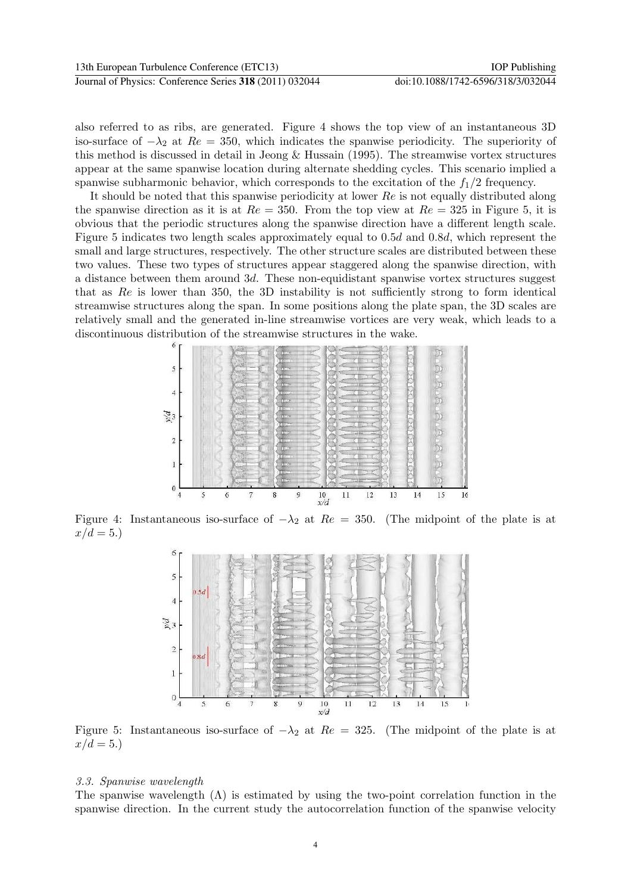also referred to as ribs, are generated. Figure 4 shows the top view of an instantaneous 3D iso-surface of $-\lambda_2$ at $Re = 350$, which indicates the spanwise periodicity. The superiority of this method is discussed in detail in Jeong & Hussain (1995). The streamwise vortex structures appear at the same spanwise location during alternate shedding cycles. This scenario implied a spanwise subharmonic behavior, which corresponds to the excitation of the $f_1/2$ frequency.

It should be noted that this spanwise periodicity at lower $Re$ is not equally distributed along the spanwise direction as it is at $Re = 350$. From the top view at $Re = 325$ in Figure 5, it is obvious that the periodic structures along the spanwise direction have a different length scale. Figure 5 indicates two length scales approximately equal to $0.5d$ and $0.8d$, which represent the small and large structures, respectively. The other structure scales are distributed between these two values. These two types of structures appear staggered along the spanwise direction, with a distance between them around $3d$. These non-equidistant spanwise vortex structures suggest that as $Re$ is lower than 350, the 3D instability is not sufficiently strong to form identical streamwise structures along the span. In some positions along the plate span, the 3D scales are relatively small and the generated in-line streamwise vortices are very weak, which leads to a discontinuous distribution of the streamwise structures in the wake.

Figure 4: Instantaneous iso-surface of $-\lambda_2$ at $Re = 350$. (The midpoint of the plate is at $x/d = 5$.)

Figure 5: Instantaneous iso-surface of $-\lambda_2$ at $Re = 325$. (The midpoint of the plate is at $x/d = 5$.)

### 3.3. Spanwise wavelength

The spanwise wavelength ($\Lambda$) is estimated by using the two-point correlation function in the spanwise direction. In the current study the autocorrelation function of the spanwise velocity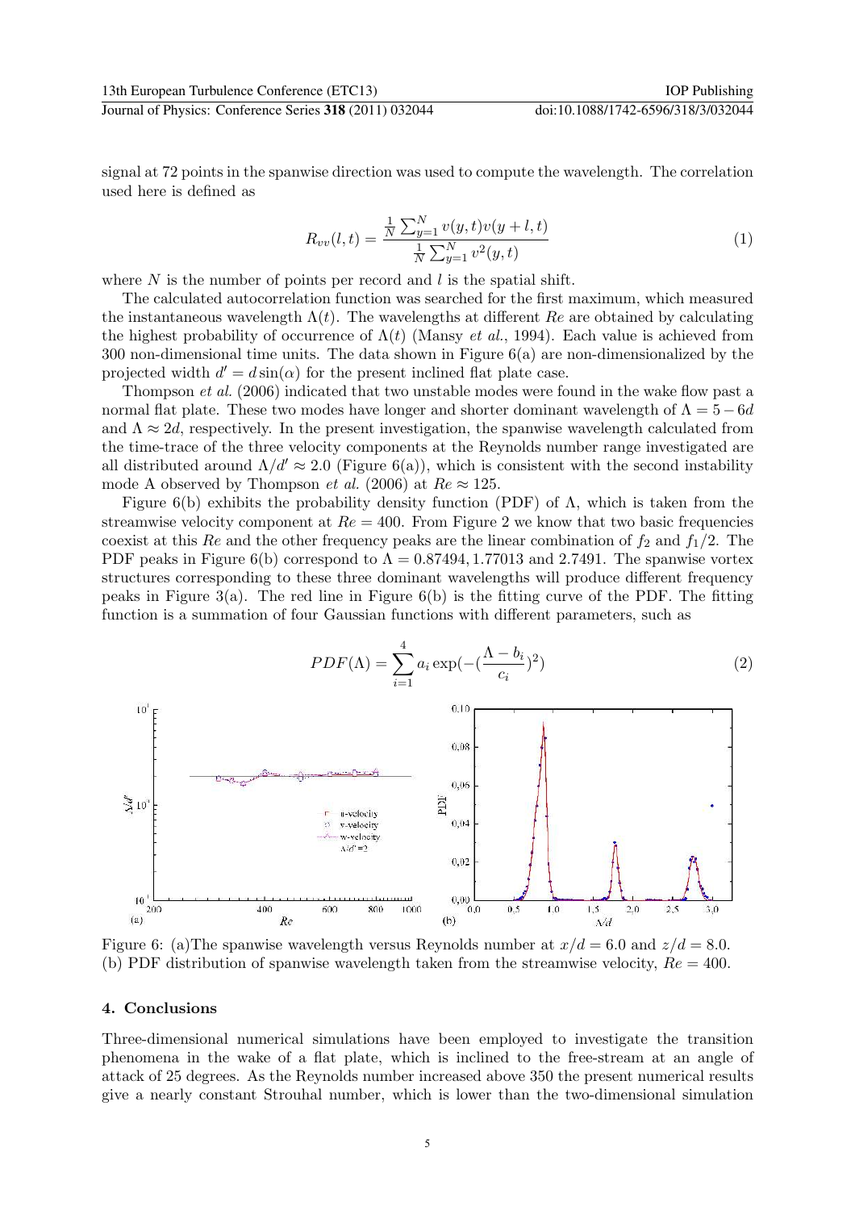signal at 72 points in the spanwise direction was used to compute the wavelength. The correlation used here is defined as

$$R_{vv}(l,t) = \frac{\frac{1}{N}\sum_{y=1}^{N} v(y,t)v(y+l,t)}{\frac{1}{N}\sum_{y=1}^{N} v^2(y,t)} \tag{1}$$

where $N$ is the number of points per record and $l$ is the spatial shift.

The calculated autocorrelation function was searched for the first maximum, which measured the instantaneous wavelength $\Lambda(t)$. The wavelengths at different $Re$ are obtained by calculating the highest probability of occurrence of $\Lambda(t)$ (Mansy *et al.*, 1994). Each value is achieved from 300 non-dimensional time units. The data shown in Figure 6(a) are non-dimensionalized by the projected width $d' = d\sin(\alpha)$ for the present inclined flat plate case.

Thompson *et al.* (2006) indicated that two unstable modes were found in the wake flow past a normal flat plate. These two modes have longer and shorter dominant wavelength of $\Lambda = 5-6d$ and $\Lambda \approx 2d$, respectively. In the present investigation, the spanwise wavelength calculated from the time-trace of the three velocity components at the Reynolds number range investigated are all distributed around $\Lambda/d' \approx 2.0$ (Figure 6(a)), which is consistent with the second instability mode A observed by Thompson *et al.* (2006) at $Re \approx 125$.

Figure 6(b) exhibits the probability density function (PDF) of $\Lambda$, which is taken from the streamwise velocity component at $Re = 400$. From Figure 2 we know that two basic frequencies coexist at this $Re$ and the other frequency peaks are the linear combination of $f_2$ and $f_1/2$. The PDF peaks in Figure 6(b) correspond to $\Lambda = 0.87494, 1.77013$ and $2.7491$. The spanwise vortex structures corresponding to these three dominant wavelengths will produce different frequency peaks in Figure 3(a). The red line in Figure 6(b) is the fitting curve of the PDF. The fitting function is a summation of four Gaussian functions with different parameters, such as

$$PDF(\Lambda) = \sum_{i=1}^{4} a_i \exp(-(\frac{\Lambda - b_i}{c_i})^2) \tag{2}$$

Figure 6: (a)The spanwise wavelength versus Reynolds number at $x/d = 6.0$ and $z/d = 8.0$. (b) PDF distribution of spanwise wavelength taken from the streamwise velocity, $Re = 400$.

## 4. Conclusions

Three-dimensional numerical simulations have been employed to investigate the transition phenomena in the wake of a flat plate, which is inclined to the free-stream at an angle of attack of 25 degrees. As the Reynolds number increased above 350 the present numerical results give a nearly constant Strouhal number, which is lower than the two-dimensional simulation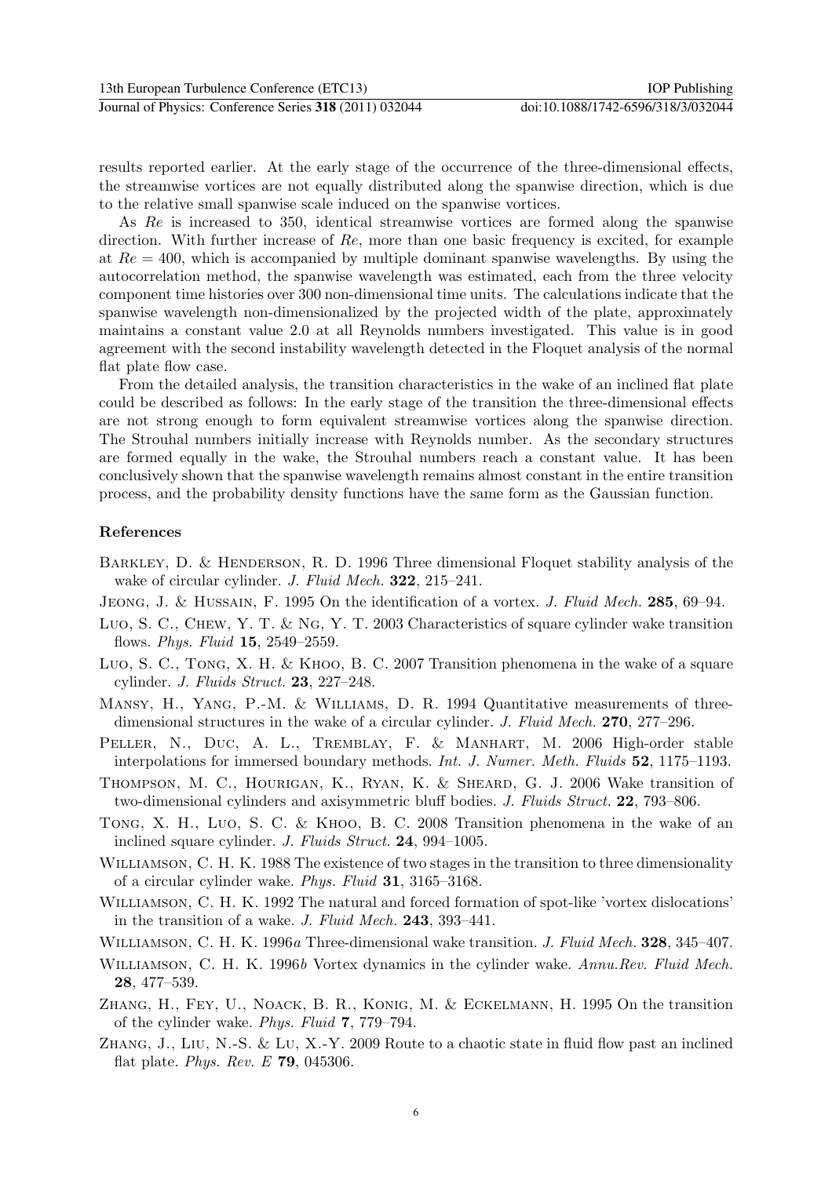results reported earlier. At the early stage of the occurrence of the three-dimensional effects, the streamwise vortices are not equally distributed along the spanwise direction, which is due to the relative small spanwise scale induced on the spanwise vortices.

As $Re$ is increased to 350, identical streamwise vortices are formed along the spanwise direction. With further increase of $Re$, more than one basic frequency is excited, for example at $Re = 400$, which is accompanied by multiple dominant spanwise wavelengths. By using the autocorrelation method, the spanwise wavelength was estimated, each from the three velocity component time histories over 300 non-dimensional time units. The calculations indicate that the spanwise wavelength non-dimensionalized by the projected width of the plate, approximately maintains a constant value 2.0 at all Reynolds numbers investigated. This value is in good agreement with the second instability wavelength detected in the Floquet analysis of the normal flat plate flow case.

From the detailed analysis, the transition characteristics in the wake of an inclined flat plate could be described as follows: In the early stage of the transition the three-dimensional effects are not strong enough to form equivalent streamwise vortices along the spanwise direction. The Strouhal numbers initially increase with Reynolds number. As the secondary structures are formed equally in the wake, the Strouhal numbers reach a constant value. It has been conclusively shown that the spanwise wavelength remains almost constant in the entire transition process, and the probability density functions have the same form as the Gaussian function.

## References

Barkley, D. & Henderson, R. D. 1996 Three dimensional Floquet stability analysis of the wake of circular cylinder. *J. Fluid Mech.* **322**, 215–241.

Jeong, J. & Hussain, F. 1995 On the identification of a vortex. *J. Fluid Mech.* **285**, 69–94.

Luo, S. C., Chew, Y. T. & Ng, Y. T. 2003 Characteristics of square cylinder wake transition flows. *Phys. Fluid* **15**, 2549–2559.

Luo, S. C., Tong, X. H. & Khoo, B. C. 2007 Transition phenomena in the wake of a square cylinder. *J. Fluids Struct.* **23**, 227–248.

Mansy, H., Yang, P.-M. & Williams, D. R. 1994 Quantitative measurements of three-dimensional structures in the wake of a circular cylinder. *J. Fluid Mech.* **270**, 277–296.

Peller, N., Duc, A. L., Tremblay, F. & Manhart, M. 2006 High-order stable interpolations for immersed boundary methods. *Int. J. Numer. Meth. Fluids* **52**, 1175–1193.

Thompson, M. C., Hourigan, K., Ryan, K. & Sheard, G. J. 2006 Wake transition of two-dimensional cylinders and axisymmetric bluff bodies. *J. Fluids Struct.* **22**, 793–806.

Tong, X. H., Luo, S. C. & Khoo, B. C. 2008 Transition phenomena in the wake of an inclined square cylinder. *J. Fluids Struct.* **24**, 994–1005.

Williamson, C. H. K. 1988 The existence of two stages in the transition to three dimensionality of a circular cylinder wake. *Phys. Fluid* **31**, 3165–3168.

Williamson, C. H. K. 1992 The natural and forced formation of spot-like 'vortex dislocations' in the transition of a wake. *J. Fluid Mech.* **243**, 393–441.

Williamson, C. H. K. 1996*a* Three-dimensional wake transition. *J. Fluid Mech.* **328**, 345–407.

Williamson, C. H. K. 1996*b* Vortex dynamics in the cylinder wake. *Annu.Rev. Fluid Mech.* **28**, 477–539.

Zhang, H., Fey, U., Noack, B. R., Konig, M. & Eckelmann, H. 1995 On the transition of the cylinder wake. *Phys. Fluid* **7**, 779–794.

Zhang, J., Liu, N.-S. & Lu, X.-Y. 2009 Route to a chaotic state in fluid flow past an inclined flat plate. *Phys. Rev. E* **79**, 045306.